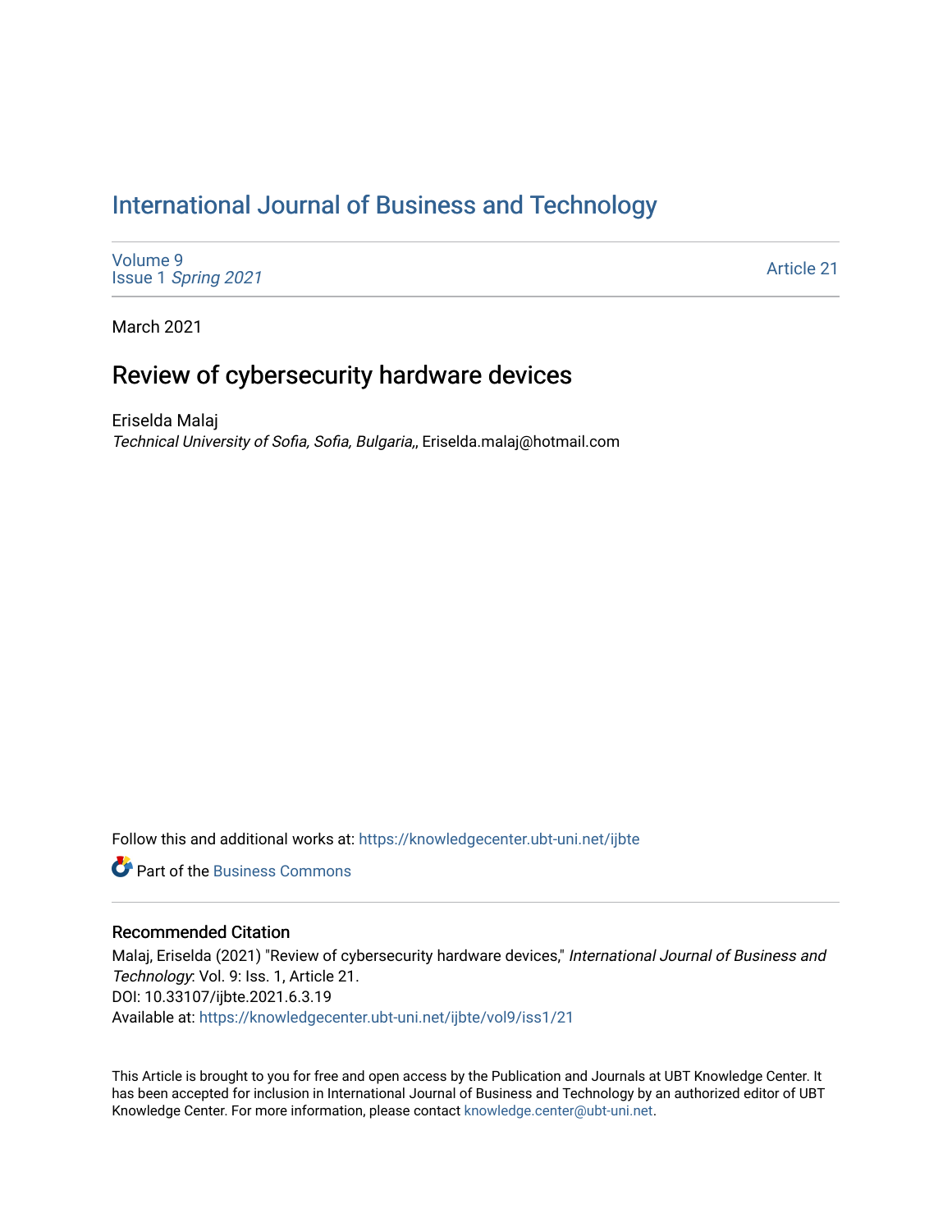# International Journal of Business and Technology

Volume 9
Issue 1 *Spring 2021*

Article 21

March 2021

## Review of cybersecurity hardware devices

Eriselda Malaj
*Technical University of Sofia, Sofia, Bulgaria,*, Eriselda.malaj@hotmail.com

Follow this and additional works at: https://knowledgecenter.ubt-uni.net/ijbte

Part of the Business Commons

### Recommended Citation

Malaj, Eriselda (2021) "Review of cybersecurity hardware devices," *International Journal of Business and Technology*: Vol. 9: Iss. 1, Article 21.
DOI: 10.33107/ijbte.2021.6.3.19
Available at: https://knowledgecenter.ubt-uni.net/ijbte/vol9/iss1/21

This Article is brought to you for free and open access by the Publication and Journals at UBT Knowledge Center. It has been accepted for inclusion in International Journal of Business and Technology by an authorized editor of UBT Knowledge Center. For more information, please contact knowledge.center@ubt-uni.net.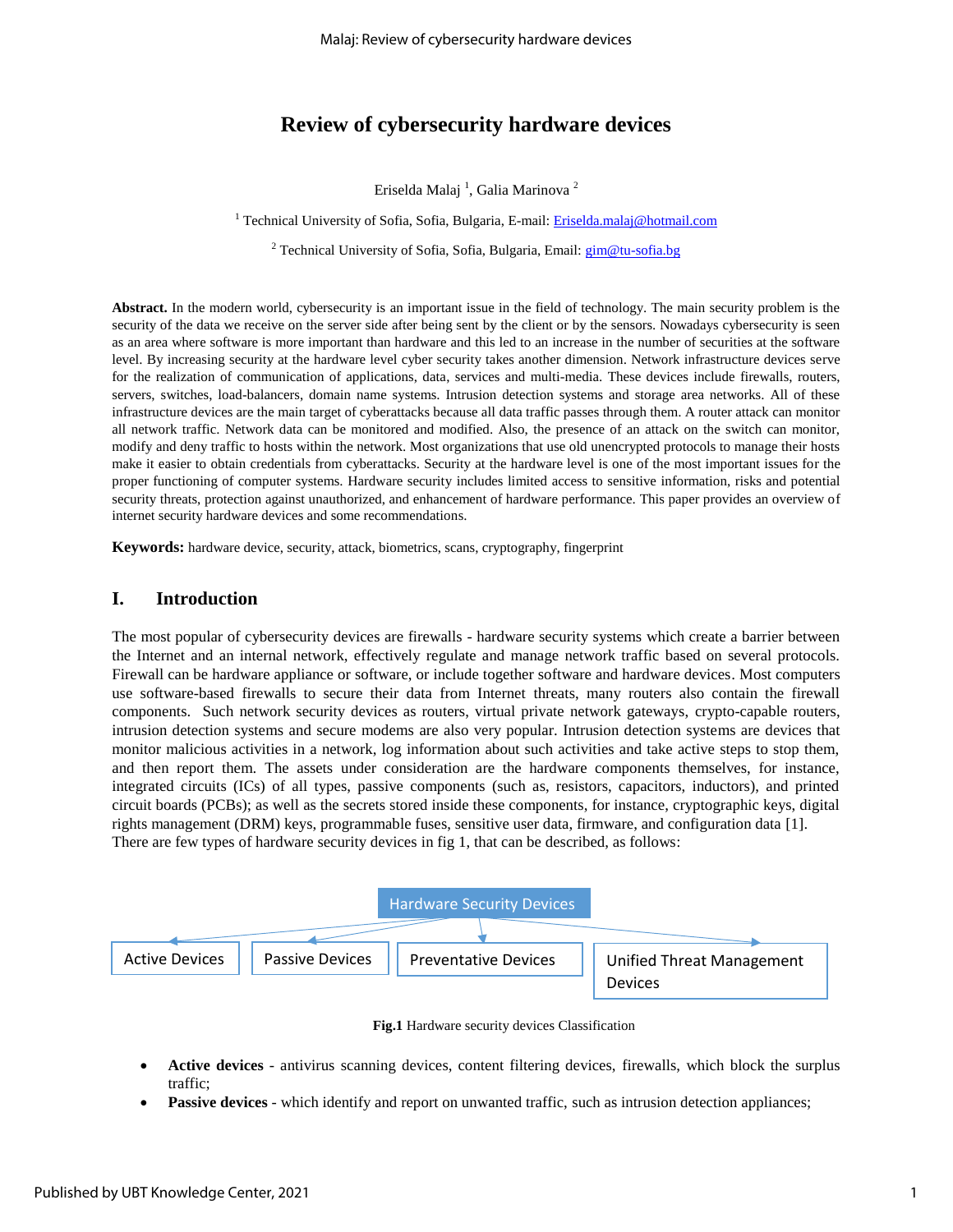# Review of cybersecurity hardware devices

Eriselda Malaj [1], Galia Marinova [2]

[1] Technical University of Sofia, Sofia, Bulgaria, E-mail: Eriselda.malaj@hotmail.com

[2] Technical University of Sofia, Sofia, Bulgaria, Email: gim@tu-sofia.bg

**Abstract.** In the modern world, cybersecurity is an important issue in the field of technology. The main security problem is the security of the data we receive on the server side after being sent by the client or by the sensors. Nowadays cybersecurity is seen as an area where software is more important than hardware and this led to an increase in the number of securities at the software level. By increasing security at the hardware level cyber security takes another dimension. Network infrastructure devices serve for the realization of communication of applications, data, services and multi-media. These devices include firewalls, routers, servers, switches, load-balancers, domain name systems. Intrusion detection systems and storage area networks. All of these infrastructure devices are the main target of cyberattacks because all data traffic passes through them. A router attack can monitor all network traffic. Network data can be monitored and modified. Also, the presence of an attack on the switch can monitor, modify and deny traffic to hosts within the network. Most organizations that use old unencrypted protocols to manage their hosts make it easier to obtain credentials from cyberattacks. Security at the hardware level is one of the most important issues for the proper functioning of computer systems. Hardware security includes limited access to sensitive information, risks and potential security threats, protection against unauthorized, and enhancement of hardware performance. This paper provides an overview of internet security hardware devices and some recommendations.

**Keywords:** hardware device, security, attack, biometrics, scans, cryptography, fingerprint

## I. Introduction

The most popular of cybersecurity devices are firewalls - hardware security systems which create a barrier between the Internet and an internal network, effectively regulate and manage network traffic based on several protocols. Firewall can be hardware appliance or software, or include together software and hardware devices. Most computers use software-based firewalls to secure their data from Internet threats, many routers also contain the firewall components. Such network security devices as routers, virtual private network gateways, crypto-capable routers, intrusion detection systems and secure modems are also very popular. Intrusion detection systems are devices that monitor malicious activities in a network, log information about such activities and take active steps to stop them, and then report them. The assets under consideration are the hardware components themselves, for instance, integrated circuits (ICs) of all types, passive components (such as, resistors, capacitors, inductors), and printed circuit boards (PCBs); as well as the secrets stored inside these components, for instance, cryptographic keys, digital rights management (DRM) keys, programmable fuses, sensitive user data, firmware, and configuration data [1].
There are few types of hardware security devices in fig 1, that can be described, as follows:

Hardware Security Devices → Active Devices | Passive Devices | Preventative Devices | Unified Threat Management Devices

**Fig.1** Hardware security devices Classification

- **Active devices** - antivirus scanning devices, content filtering devices, firewalls, which block the surplus traffic;
- **Passive devices** - which identify and report on unwanted traffic, such as intrusion detection appliances;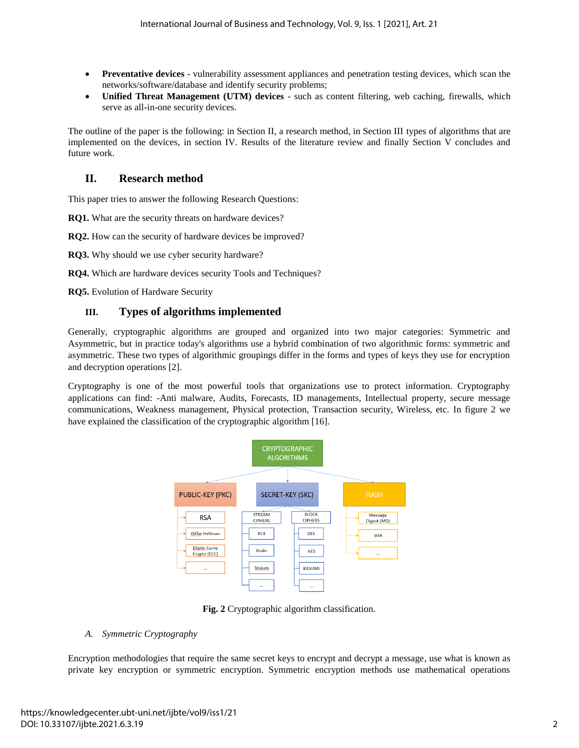- **Preventative devices** - vulnerability assessment appliances and penetration testing devices, which scan the networks/software/database and identify security problems;
- **Unified Threat Management (UTM) devices** - such as content filtering, web caching, firewalls, which serve as all-in-one security devices.

The outline of the paper is the following: in Section II, a research method, in Section III types of algorithms that are implemented on the devices, in section IV. Results of the literature review and finally Section V concludes and future work.

## II. Research method

This paper tries to answer the following Research Questions:

**RQ1.** What are the security threats on hardware devices?

**RQ2.** How can the security of hardware devices be improved?

**RQ3.** Why should we use cyber security hardware?

**RQ4.** Which are hardware devices security Tools and Techniques?

**RQ5.** Evolution of Hardware Security

## III. Types of algorithms implemented

Generally, cryptographic algorithms are grouped and organized into two major categories: Symmetric and Asymmetric, but in practice today's algorithms use a hybrid combination of two algorithmic forms: symmetric and asymmetric. These two types of algorithmic groupings differ in the forms and types of keys they use for encryption and decryption operations [2].

Cryptography is one of the most powerful tools that organizations use to protect information. Cryptography applications can find: -Anti malware, Audits, Forecasts, ID managements, Intellectual property, secure message communications, Weakness management, Physical protection, Transaction security, Wireless, etc. In figure 2 we have explained the classification of the cryptographic algorithm [16].

**Fig. 2** Cryptographic algorithm classification.

### *A. Symmetric Cryptography*

Encryption methodologies that require the same secret keys to encrypt and decrypt a message, use what is known as private key encryption or symmetric encryption. Symmetric encryption methods use mathematical operations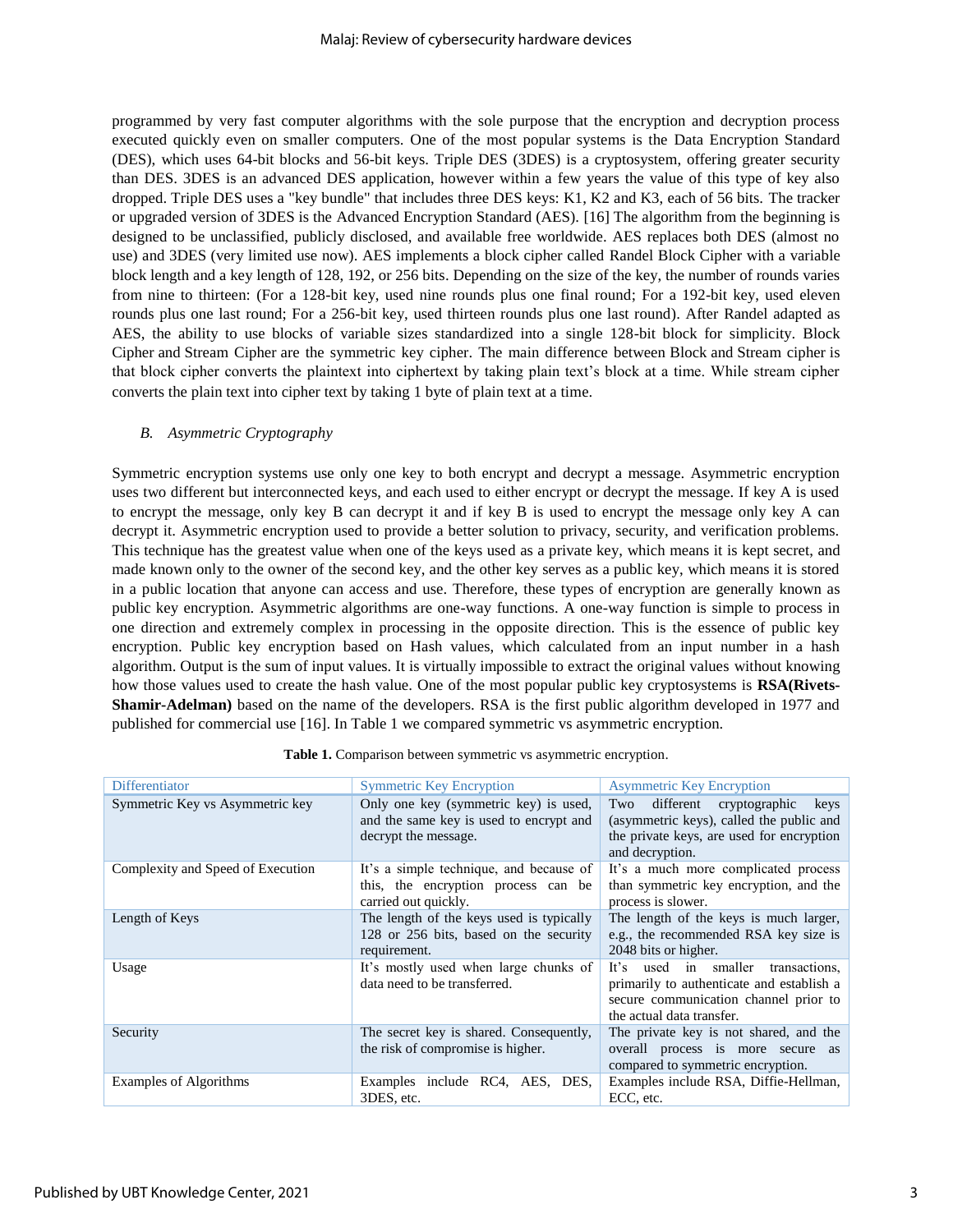programmed by very fast computer algorithms with the sole purpose that the encryption and decryption process executed quickly even on smaller computers. One of the most popular systems is the Data Encryption Standard (DES), which uses 64-bit blocks and 56-bit keys. Triple DES (3DES) is a cryptosystem, offering greater security than DES. 3DES is an advanced DES application, however within a few years the value of this type of key also dropped. Triple DES uses a "key bundle" that includes three DES keys: K1, K2 and K3, each of 56 bits. The tracker or upgraded version of 3DES is the Advanced Encryption Standard (AES). [16] The algorithm from the beginning is designed to be unclassified, publicly disclosed, and available free worldwide. AES replaces both DES (almost no use) and 3DES (very limited use now). AES implements a block cipher called Randel Block Cipher with a variable block length and a key length of 128, 192, or 256 bits. Depending on the size of the key, the number of rounds varies from nine to thirteen: (For a 128-bit key, used nine rounds plus one final round; For a 192-bit key, used eleven rounds plus one last round; For a 256-bit key, used thirteen rounds plus one last round). After Randel adapted as AES, the ability to use blocks of variable sizes standardized into a single 128-bit block for simplicity. Block Cipher and Stream Cipher are the symmetric key cipher. The main difference between Block and Stream cipher is that block cipher converts the plaintext into ciphertext by taking plain text's block at a time. While stream cipher converts the plain text into cipher text by taking 1 byte of plain text at a time.

### *B. Asymmetric Cryptography*

Symmetric encryption systems use only one key to both encrypt and decrypt a message. Asymmetric encryption uses two different but interconnected keys, and each used to either encrypt or decrypt the message. If key A is used to encrypt the message, only key B can decrypt it and if key B is used to encrypt the message only key A can decrypt it. Asymmetric encryption used to provide a better solution to privacy, security, and verification problems. This technique has the greatest value when one of the keys used as a private key, which means it is kept secret, and made known only to the owner of the second key, and the other key serves as a public key, which means it is stored in a public location that anyone can access and use. Therefore, these types of encryption are generally known as public key encryption. Asymmetric algorithms are one-way functions. A one-way function is simple to process in one direction and extremely complex in processing in the opposite direction. This is the essence of public key encryption. Public key encryption based on Hash values, which calculated from an input number in a hash algorithm. Output is the sum of input values. It is virtually impossible to extract the original values without knowing how those values used to create the hash value. One of the most popular public key cryptosystems is **RSA(Rivets-Shamir-Adelman)** based on the name of the developers. RSA is the first public algorithm developed in 1977 and published for commercial use [16]. In Table 1 we compared symmetric vs asymmetric encryption.

**Table 1.** Comparison between symmetric vs asymmetric encryption.

| Differentiator | Symmetric Key Encryption | Asymmetric Key Encryption |
|---|---|---|
| Symmetric Key vs Asymmetric key | Only one key (symmetric key) is used, and the same key is used to encrypt and decrypt the message. | Two different cryptographic keys (asymmetric keys), called the public and the private keys, are used for encryption and decryption. |
| Complexity and Speed of Execution | It's a simple technique, and because of this, the encryption process can be carried out quickly. | It's a much more complicated process than symmetric key encryption, and the process is slower. |
| Length of Keys | The length of the keys used is typically 128 or 256 bits, based on the security requirement. | The length of the keys is much larger, e.g., the recommended RSA key size is 2048 bits or higher. |
| Usage | It's mostly used when large chunks of data need to be transferred. | It's used in smaller transactions, primarily to authenticate and establish a secure communication channel prior to the actual data transfer. |
| Security | The secret key is shared. Consequently, the risk of compromise is higher. | The private key is not shared, and the overall process is more secure as compared to symmetric encryption. |
| Examples of Algorithms | Examples include RC4, AES, DES, 3DES, etc. | Examples include RSA, Diffie-Hellman, ECC, etc. |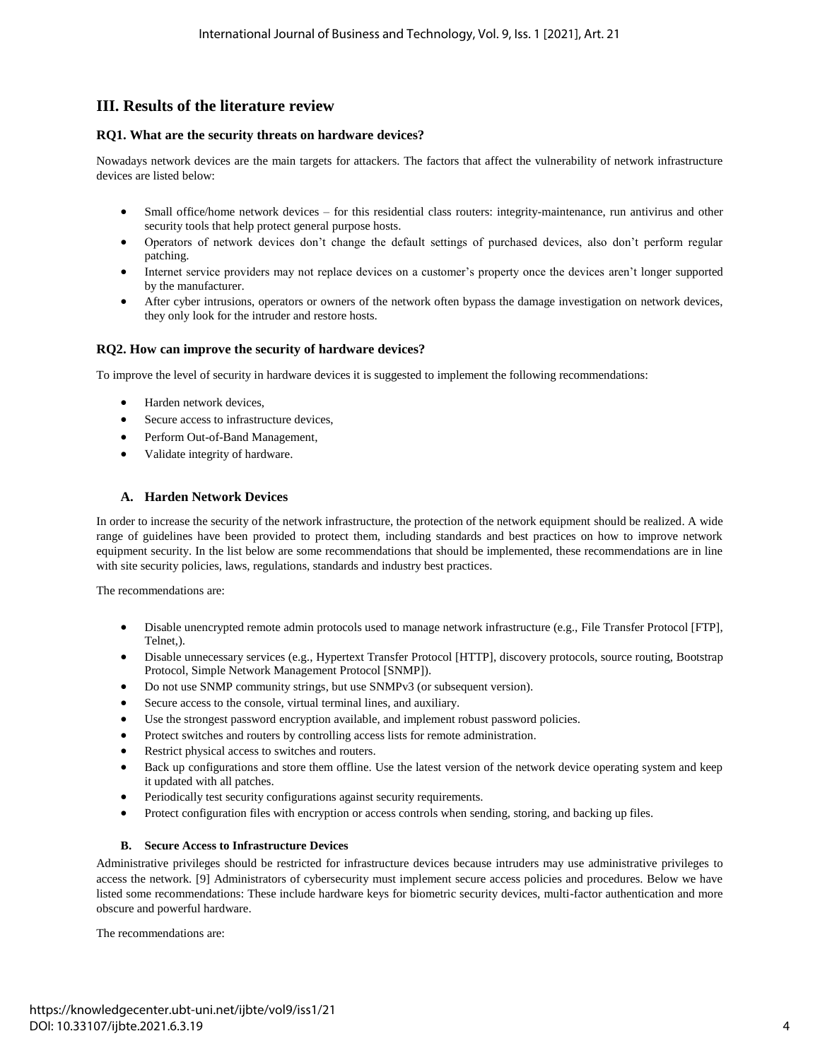## III. Results of the literature review

### RQ1. What are the security threats on hardware devices?

Nowadays network devices are the main targets for attackers. The factors that affect the vulnerability of network infrastructure devices are listed below:

- Small office/home network devices – for this residential class routers: integrity-maintenance, run antivirus and other security tools that help protect general purpose hosts.
- Operators of network devices don't change the default settings of purchased devices, also don't perform regular patching.
- Internet service providers may not replace devices on a customer's property once the devices aren't longer supported by the manufacturer.
- After cyber intrusions, operators or owners of the network often bypass the damage investigation on network devices, they only look for the intruder and restore hosts.

### RQ2. How can improve the security of hardware devices?

To improve the level of security in hardware devices it is suggested to implement the following recommendations:

- Harden network devices,
- Secure access to infrastructure devices,
- Perform Out-of-Band Management,
- Validate integrity of hardware.

#### A. Harden Network Devices

In order to increase the security of the network infrastructure, the protection of the network equipment should be realized. A wide range of guidelines have been provided to protect them, including standards and best practices on how to improve network equipment security. In the list below are some recommendations that should be implemented, these recommendations are in line with site security policies, laws, regulations, standards and industry best practices.

The recommendations are:

- Disable unencrypted remote admin protocols used to manage network infrastructure (e.g., File Transfer Protocol [FTP], Telnet,).
- Disable unnecessary services (e.g., Hypertext Transfer Protocol [HTTP], discovery protocols, source routing, Bootstrap Protocol, Simple Network Management Protocol [SNMP]).
- Do not use SNMP community strings, but use SNMPv3 (or subsequent version).
- Secure access to the console, virtual terminal lines, and auxiliary.
- Use the strongest password encryption available, and implement robust password policies.
- Protect switches and routers by controlling access lists for remote administration.
- Restrict physical access to switches and routers.
- Back up configurations and store them offline. Use the latest version of the network device operating system and keep it updated with all patches.
- Periodically test security configurations against security requirements.
- Protect configuration files with encryption or access controls when sending, storing, and backing up files.

#### B. Secure Access to Infrastructure Devices

Administrative privileges should be restricted for infrastructure devices because intruders may use administrative privileges to access the network. [9] Administrators of cybersecurity must implement secure access policies and procedures. Below we have listed some recommendations: These include hardware keys for biometric security devices, multi-factor authentication and more obscure and powerful hardware.

The recommendations are: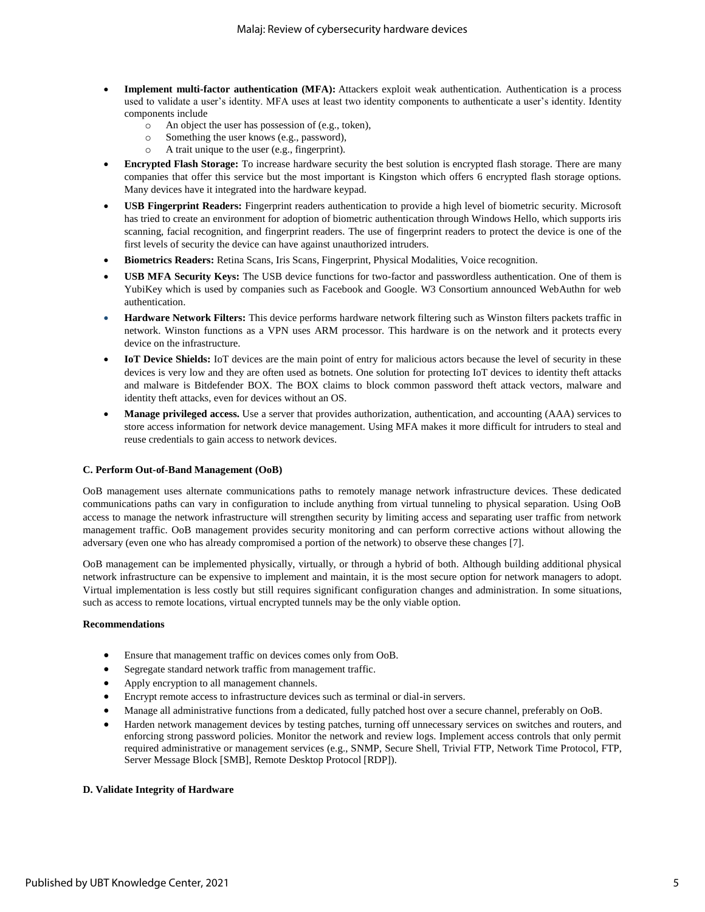- **Implement multi-factor authentication (MFA):** Attackers exploit weak authentication. Authentication is a process used to validate a user's identity. MFA uses at least two identity components to authenticate a user's identity. Identity components include
    - An object the user has possession of (e.g., token),
    - Something the user knows (e.g., password),
    - A trait unique to the user (e.g., fingerprint).
- **Encrypted Flash Storage:** To increase hardware security the best solution is encrypted flash storage. There are many companies that offer this service but the most important is Kingston which offers 6 encrypted flash storage options. Many devices have it integrated into the hardware keypad.
- **USB Fingerprint Readers:** Fingerprint readers authentication to provide a high level of biometric security. Microsoft has tried to create an environment for adoption of biometric authentication through Windows Hello, which supports iris scanning, facial recognition, and fingerprint readers. The use of fingerprint readers to protect the device is one of the first levels of security the device can have against unauthorized intruders.
- **Biometrics Readers:** Retina Scans, Iris Scans, Fingerprint, Physical Modalities, Voice recognition.
- **USB MFA Security Keys:** The USB device functions for two-factor and passwordless authentication. One of them is YubiKey which is used by companies such as Facebook and Google. W3 Consortium announced WebAuthn for web authentication.
- **Hardware Network Filters:** This device performs hardware network filtering such as Winston filters packets traffic in network. Winston functions as a VPN uses ARM processor. This hardware is on the network and it protects every device on the infrastructure.
- **IoT Device Shields:** IoT devices are the main point of entry for malicious actors because the level of security in these devices is very low and they are often used as botnets. One solution for protecting IoT devices to identity theft attacks and malware is Bitdefender BOX. The BOX claims to block common password theft attack vectors, malware and identity theft attacks, even for devices without an OS.
- **Manage privileged access.** Use a server that provides authorization, authentication, and accounting (AAA) services to store access information for network device management. Using MFA makes it more difficult for intruders to steal and reuse credentials to gain access to network devices.

#### C. Perform Out-of-Band Management (OoB)

OoB management uses alternate communications paths to remotely manage network infrastructure devices. These dedicated communications paths can vary in configuration to include anything from virtual tunneling to physical separation. Using OoB access to manage the network infrastructure will strengthen security by limiting access and separating user traffic from network management traffic. OoB management provides security monitoring and can perform corrective actions without allowing the adversary (even one who has already compromised a portion of the network) to observe these changes [7].

OoB management can be implemented physically, virtually, or through a hybrid of both. Although building additional physical network infrastructure can be expensive to implement and maintain, it is the most secure option for network managers to adopt. Virtual implementation is less costly but still requires significant configuration changes and administration. In some situations, such as access to remote locations, virtual encrypted tunnels may be the only viable option.

**Recommendations**

- Ensure that management traffic on devices comes only from OoB.
- Segregate standard network traffic from management traffic.
- Apply encryption to all management channels.
- Encrypt remote access to infrastructure devices such as terminal or dial-in servers.
- Manage all administrative functions from a dedicated, fully patched host over a secure channel, preferably on OoB.
- Harden network management devices by testing patches, turning off unnecessary services on switches and routers, and enforcing strong password policies. Monitor the network and review logs. Implement access controls that only permit required administrative or management services (e.g., SNMP, Secure Shell, Trivial FTP, Network Time Protocol, FTP, Server Message Block [SMB], Remote Desktop Protocol [RDP]).

#### D. Validate Integrity of Hardware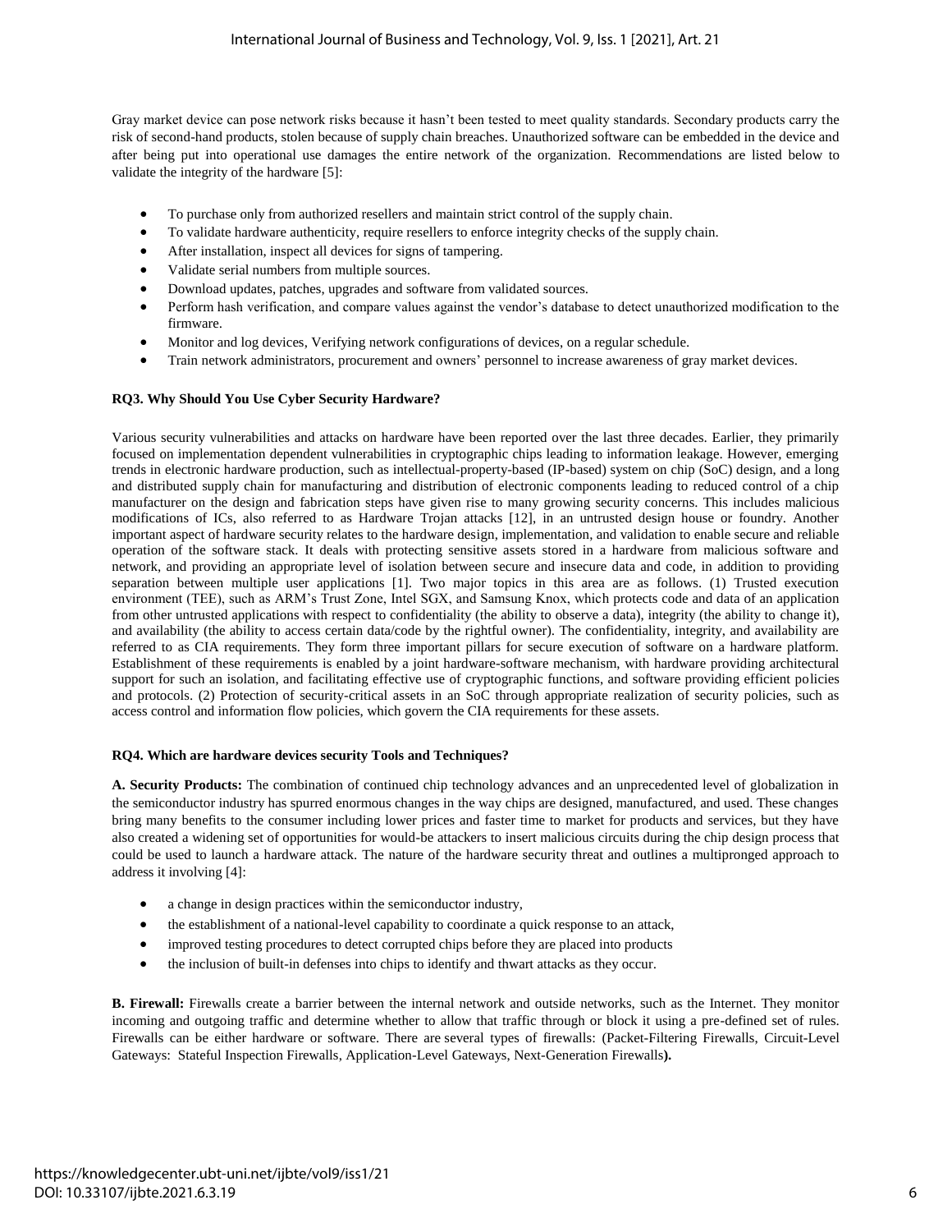Gray market device can pose network risks because it hasn't been tested to meet quality standards. Secondary products carry the risk of second-hand products, stolen because of supply chain breaches. Unauthorized software can be embedded in the device and after being put into operational use damages the entire network of the organization. Recommendations are listed below to validate the integrity of the hardware [5]:

- To purchase only from authorized resellers and maintain strict control of the supply chain.
- To validate hardware authenticity, require resellers to enforce integrity checks of the supply chain.
- After installation, inspect all devices for signs of tampering.
- Validate serial numbers from multiple sources.
- Download updates, patches, upgrades and software from validated sources.
- Perform hash verification, and compare values against the vendor's database to detect unauthorized modification to the firmware.
- Monitor and log devices, Verifying network configurations of devices, on a regular schedule.
- Train network administrators, procurement and owners' personnel to increase awareness of gray market devices.

**RQ3. Why Should You Use Cyber Security Hardware?**

Various security vulnerabilities and attacks on hardware have been reported over the last three decades. Earlier, they primarily focused on implementation dependent vulnerabilities in cryptographic chips leading to information leakage. However, emerging trends in electronic hardware production, such as intellectual-property-based (IP-based) system on chip (SoC) design, and a long and distributed supply chain for manufacturing and distribution of electronic components leading to reduced control of a chip manufacturer on the design and fabrication steps have given rise to many growing security concerns. This includes malicious modifications of ICs, also referred to as Hardware Trojan attacks [12], in an untrusted design house or foundry. Another important aspect of hardware security relates to the hardware design, implementation, and validation to enable secure and reliable operation of the software stack. It deals with protecting sensitive assets stored in a hardware from malicious software and network, and providing an appropriate level of isolation between secure and insecure data and code, in addition to providing separation between multiple user applications [1]. Two major topics in this area are as follows. (1) Trusted execution environment (TEE), such as ARM's Trust Zone, Intel SGX, and Samsung Knox, which protects code and data of an application from other untrusted applications with respect to confidentiality (the ability to observe a data), integrity (the ability to change it), and availability (the ability to access certain data/code by the rightful owner). The confidentiality, integrity, and availability are referred to as CIA requirements. They form three important pillars for secure execution of software on a hardware platform. Establishment of these requirements is enabled by a joint hardware-software mechanism, with hardware providing architectural support for such an isolation, and facilitating effective use of cryptographic functions, and software providing efficient policies and protocols. (2) Protection of security-critical assets in an SoC through appropriate realization of security policies, such as access control and information flow policies, which govern the CIA requirements for these assets.

**RQ4. Which are hardware devices security Tools and Techniques?**

**A. Security Products:** The combination of continued chip technology advances and an unprecedented level of globalization in the semiconductor industry has spurred enormous changes in the way chips are designed, manufactured, and used. These changes bring many benefits to the consumer including lower prices and faster time to market for products and services, but they have also created a widening set of opportunities for would-be attackers to insert malicious circuits during the chip design process that could be used to launch a hardware attack. The nature of the hardware security threat and outlines a multipronged approach to address it involving [4]:

- a change in design practices within the semiconductor industry,
- the establishment of a national-level capability to coordinate a quick response to an attack,
- improved testing procedures to detect corrupted chips before they are placed into products
- the inclusion of built-in defenses into chips to identify and thwart attacks as they occur.

**B. Firewall:** Firewalls create a barrier between the internal network and outside networks, such as the Internet. They monitor incoming and outgoing traffic and determine whether to allow that traffic through or block it using a pre-defined set of rules. Firewalls can be either hardware or software. There are several types of firewalls: (Packet-Filtering Firewalls, Circuit-Level Gateways: Stateful Inspection Firewalls, Application-Level Gateways, Next-Generation Firewalls**).**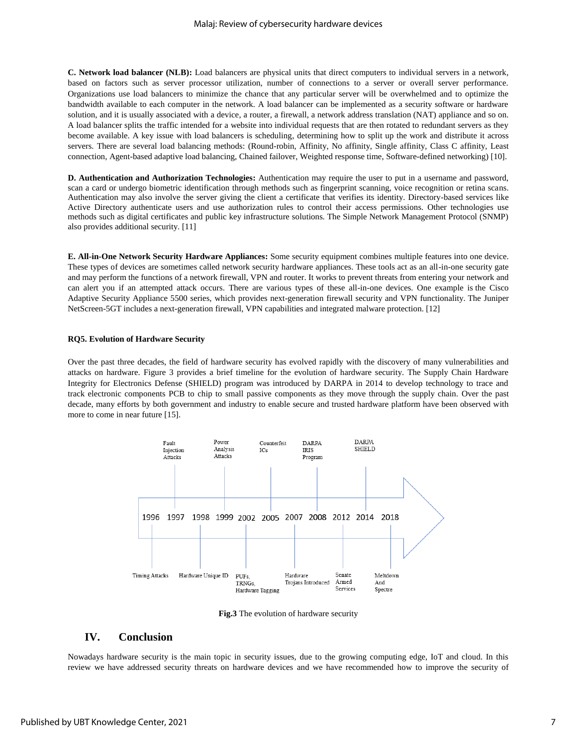**C. Network load balancer (NLB):** Load balancers are physical units that direct computers to individual servers in a network, based on factors such as server processor utilization, number of connections to a server or overall server performance. Organizations use load balancers to minimize the chance that any particular server will be overwhelmed and to optimize the bandwidth available to each computer in the network. A load balancer can be implemented as a security software or hardware solution, and it is usually associated with a device, a router, a firewall, a network address translation (NAT) appliance and so on. A load balancer splits the traffic intended for a website into individual requests that are then rotated to redundant servers as they become available. A key issue with load balancers is scheduling, determining how to split up the work and distribute it across servers. There are several load balancing methods: (Round-robin, Affinity, No affinity, Single affinity, Class C affinity, Least connection, Agent-based adaptive load balancing, Chained failover, Weighted response time, Software-defined networking) [10].

**D. Authentication and Authorization Technologies:** Authentication may require the user to put in a username and password, scan a card or undergo biometric identification through methods such as fingerprint scanning, voice recognition or retina scans. Authentication may also involve the server giving the client a certificate that verifies its identity. Directory-based services like Active Directory authenticate users and use authorization rules to control their access permissions. Other technologies use methods such as digital certificates and public key infrastructure solutions. The Simple Network Management Protocol (SNMP) also provides additional security. [11]

**E. All-in-One Network Security Hardware Appliances:** Some security equipment combines multiple features into one device. These types of devices are sometimes called network security hardware appliances. These tools act as an all-in-one security gate and may perform the functions of a network firewall, VPN and router. It works to prevent threats from entering your network and can alert you if an attempted attack occurs. There are various types of these all-in-one devices. One example is the Cisco Adaptive Security Appliance 5500 series, which provides next-generation firewall security and VPN functionality. The Juniper NetScreen-5GT includes a next-generation firewall, VPN capabilities and integrated malware protection. [12]

#### RQ5. Evolution of Hardware Security

Over the past three decades, the field of hardware security has evolved rapidly with the discovery of many vulnerabilities and attacks on hardware. Figure 3 provides a brief timeline for the evolution of hardware security. The Supply Chain Hardware Integrity for Electronics Defense (SHIELD) program was introduced by DARPA in 2014 to develop technology to trace and track electronic components PCB to chip to small passive components as they move through the supply chain. Over the past decade, many efforts by both government and industry to enable secure and trusted hardware platform have been observed with more to come in near future [15].

| Year | Event |
|---|---|
| 1996 | Timing Attacks |
| 1997 | Fault Injection Attacks |
| 1998 | Hardware Unique ID |
| 1999 | Power Analysis Attacks |
| 2002 | PUFs, TRNGs, Hardware Tagging |
| 2005 | Counterfeit ICs |
| 2007 | Hardware Trojans Introduced |
| 2008 | DARPA IRIS Program |
| 2012 | Senate Armed Services |
| 2014 | DARPA SHIELD |
| 2018 | Meltdown And Spectre |

**Fig.3** The evolution of hardware security

## IV. Conclusion

Nowadays hardware security is the main topic in security issues, due to the growing computing edge, IoT and cloud. In this review we have addressed security threats on hardware devices and we have recommended how to improve the security of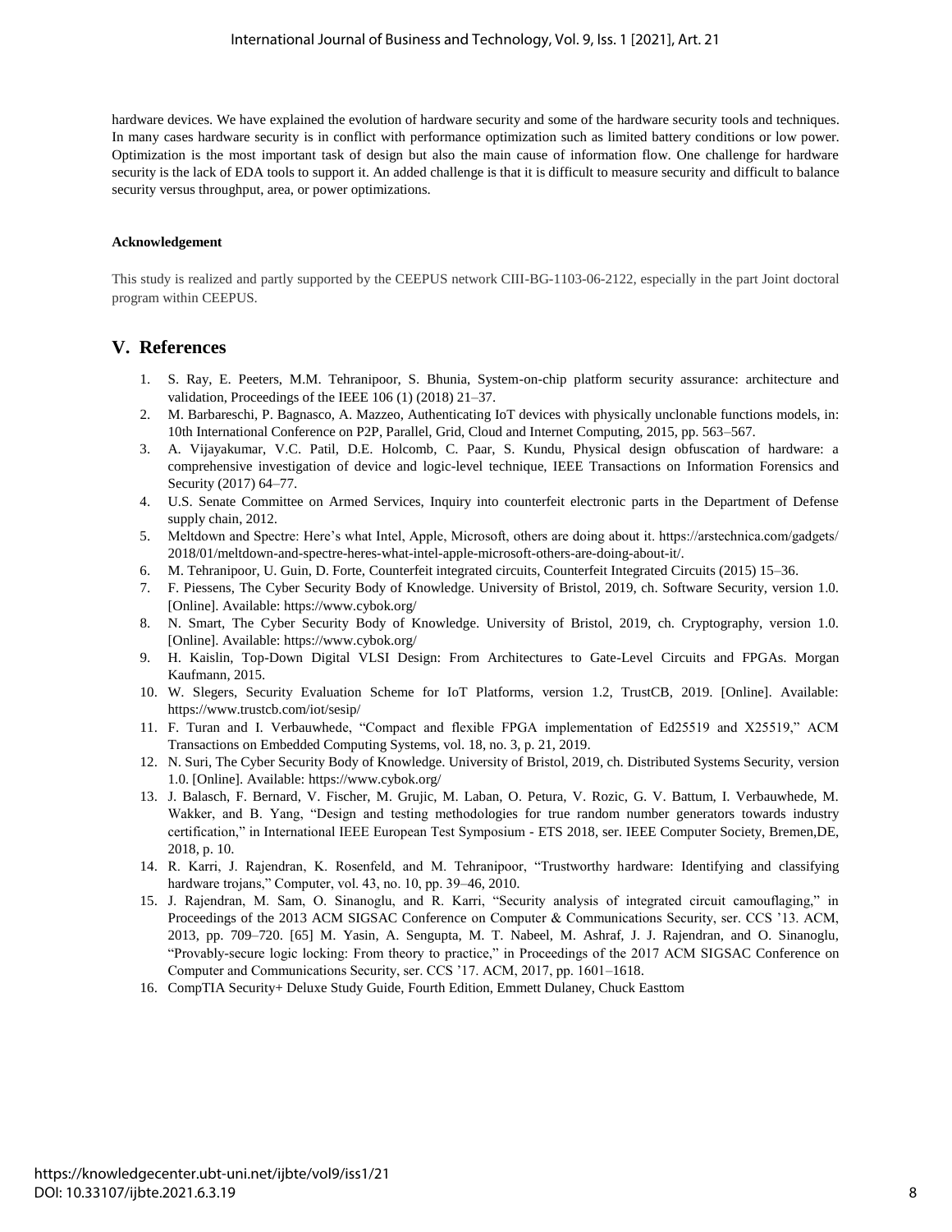hardware devices. We have explained the evolution of hardware security and some of the hardware security tools and techniques. In many cases hardware security is in conflict with performance optimization such as limited battery conditions or low power. Optimization is the most important task of design but also the main cause of information flow. One challenge for hardware security is the lack of EDA tools to support it. An added challenge is that it is difficult to measure security and difficult to balance security versus throughput, area, or power optimizations.

#### Acknowledgement

This study is realized and partly supported by the CEEPUS network CIII-BG-1103-06-2122, especially in the part Joint doctoral program within CEEPUS.

## V. References

1. S. Ray, E. Peeters, M.M. Tehranipoor, S. Bhunia, System-on-chip platform security assurance: architecture and validation, Proceedings of the IEEE 106 (1) (2018) 21–37.
2. M. Barbareschi, P. Bagnasco, A. Mazzeo, Authenticating IoT devices with physically unclonable functions models, in: 10th International Conference on P2P, Parallel, Grid, Cloud and Internet Computing, 2015, pp. 563–567.
3. A. Vijayakumar, V.C. Patil, D.E. Holcomb, C. Paar, S. Kundu, Physical design obfuscation of hardware: a comprehensive investigation of device and logic-level technique, IEEE Transactions on Information Forensics and Security (2017) 64–77.
4. U.S. Senate Committee on Armed Services, Inquiry into counterfeit electronic parts in the Department of Defense supply chain, 2012.
5. Meltdown and Spectre: Here's what Intel, Apple, Microsoft, others are doing about it. https://arstechnica.com/gadgets/2018/01/meltdown-and-spectre-heres-what-intel-apple-microsoft-others-are-doing-about-it/.
6. M. Tehranipoor, U. Guin, D. Forte, Counterfeit integrated circuits, Counterfeit Integrated Circuits (2015) 15–36.
7. F. Piessens, The Cyber Security Body of Knowledge. University of Bristol, 2019, ch. Software Security, version 1.0. [Online]. Available: https://www.cybok.org/
8. N. Smart, The Cyber Security Body of Knowledge. University of Bristol, 2019, ch. Cryptography, version 1.0. [Online]. Available: https://www.cybok.org/
9. H. Kaislin, Top-Down Digital VLSI Design: From Architectures to Gate-Level Circuits and FPGAs. Morgan Kaufmann, 2015.
10. W. Slegers, Security Evaluation Scheme for IoT Platforms, version 1.2, TrustCB, 2019. [Online]. Available: https://www.trustcb.com/iot/sesip/
11. F. Turan and I. Verbauwhede, "Compact and flexible FPGA implementation of Ed25519 and X25519," ACM Transactions on Embedded Computing Systems, vol. 18, no. 3, p. 21, 2019.
12. N. Suri, The Cyber Security Body of Knowledge. University of Bristol, 2019, ch. Distributed Systems Security, version 1.0. [Online]. Available: https://www.cybok.org/
13. J. Balasch, F. Bernard, V. Fischer, M. Grujic, M. Laban, O. Petura, V. Rozic, G. V. Battum, I. Verbauwhede, M. Wakker, and B. Yang, "Design and testing methodologies for true random number generators towards industry certification," in International IEEE European Test Symposium - ETS 2018, ser. IEEE Computer Society, Bremen,DE, 2018, p. 10.
14. R. Karri, J. Rajendran, K. Rosenfeld, and M. Tehranipoor, "Trustworthy hardware: Identifying and classifying hardware trojans," Computer, vol. 43, no. 10, pp. 39–46, 2010.
15. J. Rajendran, M. Sam, O. Sinanoglu, and R. Karri, "Security analysis of integrated circuit camouflaging," in Proceedings of the 2013 ACM SIGSAC Conference on Computer & Communications Security, ser. CCS '13. ACM, 2013, pp. 709–720. [65] M. Yasin, A. Sengupta, M. T. Nabeel, M. Ashraf, J. J. Rajendran, and O. Sinanoglu, "Provably-secure logic locking: From theory to practice," in Proceedings of the 2017 ACM SIGSAC Conference on Computer and Communications Security, ser. CCS '17. ACM, 2017, pp. 1601–1618.
16. CompTIA Security+ Deluxe Study Guide, Fourth Edition, Emmett Dulaney, Chuck Easttom